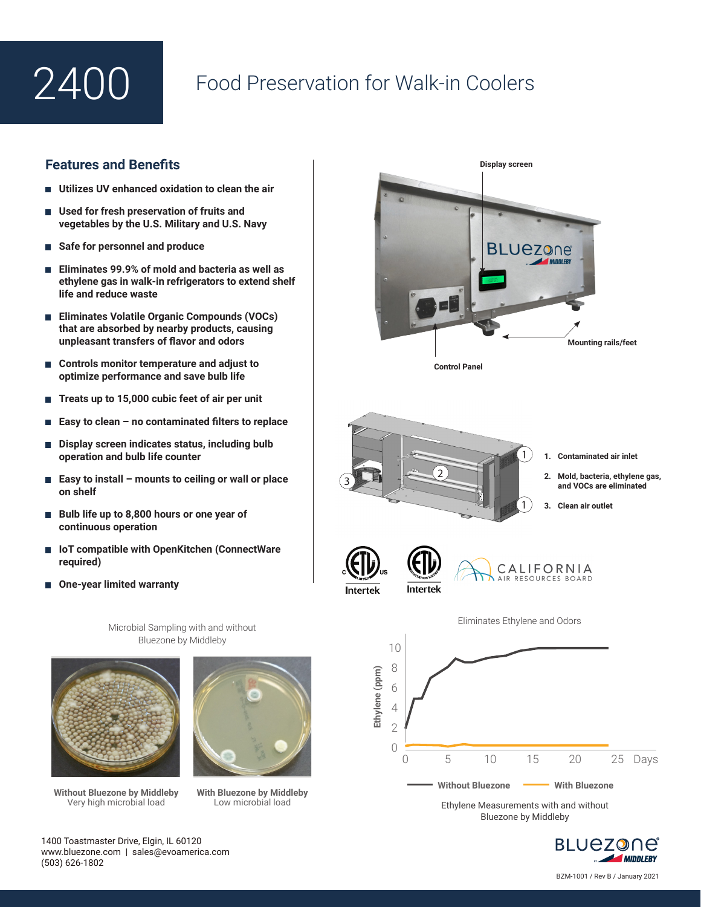# 2400

# Food Preservation for Walk-in Coolers

## Features and Benefits

- Utilizes UV enhanced oxidation to clean the air
- Used for fresh preservation of fruits and vegetables by the U.S. Military and U.S. Navy
- Safe for personnel and produce
- Eliminates 99.9% of mold and bacteria as well as ethylene gas in walk-in refrigerators to extend shelf life and reduce waste
- Eliminates Volatile Organic Compounds (VOCs) that are absorbed by nearby products, causing unpleasant transfers of flavor and odors
- Controls monitor temperature and adjust to optimize performance and save bulb life
- Treats up to 15,000 cubic feet of air per unit
- Easy to clean – no contaminated filters to replace
- Display screen indicates status, including bulb operation and bulb life counter
- Easy to install – mounts to ceiling or wall or place on shelf
- Bulb life up to 8,800 hours or one year of continuous operation
- IoT compatible with OpenKitchen (ConnectWare required)
- One-year limited warranty

Display screen

Control Panel

Mounting rails/feet

1. Contaminated air inlet
2. Mold, bacteria, ethylene gas, and VOCs are eliminated
3. Clean air outlet

Intertek | Intertek | CALIFORNIA AIR RESOURCES BOARD

Microbial Sampling with and without Bluezone by Middleby

**Without Bluezone by Middleby**
Very high microbial load

**With Bluezone by Middleby**
Low microbial load

Eliminates Ethylene and Odors

Ethylene (ppm) vs. Days — **Without Bluezone** / **With Bluezone**

Ethylene Measurements with and without Bluezone by Middleby

1400 Toastmaster Drive, Elgin, IL 60120
www.bluezone.com | sales@evoamerica.com
(503) 626-1802

BZM-1001 / Rev B / January 2021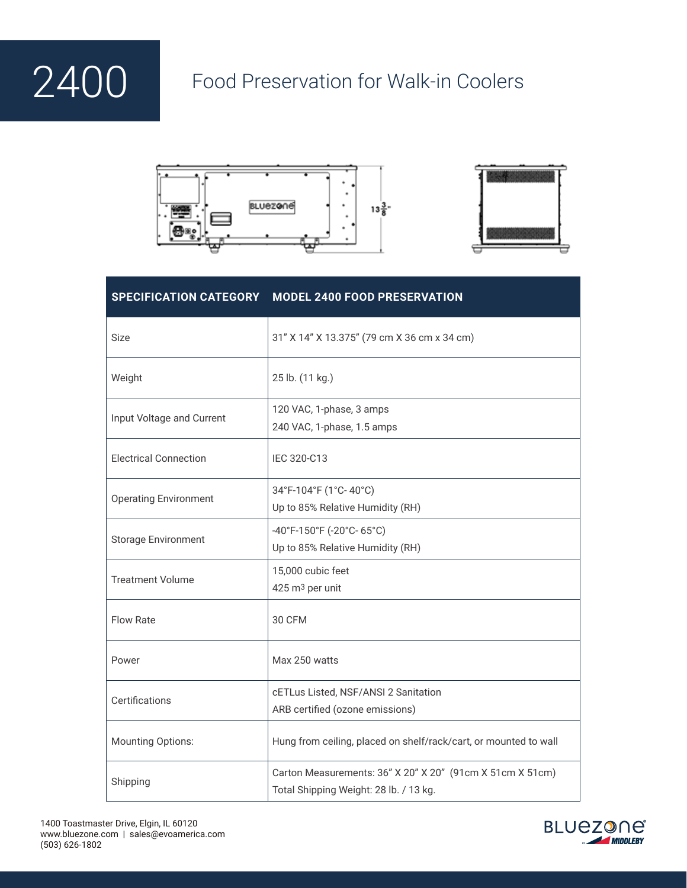# 2400

## Food Preservation for Walk-in Coolers

13 3/8"

| SPECIFICATION CATEGORY | MODEL 2400 FOOD PRESERVATION |
|---|---|
| Size | 31" X 14" X 13.375" (79 cm X 36 cm x 34 cm) |
| Weight | 25 lb. (11 kg.) |
| Input Voltage and Current | 120 VAC, 1-phase, 3 amps<br>240 VAC, 1-phase, 1.5 amps |
| Electrical Connection | IEC 320-C13 |
| Operating Environment | 34°F-104°F (1°C- 40°C)<br>Up to 85% Relative Humidity (RH) |
| Storage Environment | -40°F-150°F (-20°C- 65°C)<br>Up to 85% Relative Humidity (RH) |
| Treatment Volume | 15,000 cubic feet<br>425 $m^3$ per unit |
| Flow Rate | 30 CFM |
| Power | Max 250 watts |
| Certifications | cETLus Listed, NSF/ANSI 2 Sanitation<br>ARB certified (ozone emissions) |
| Mounting Options: | Hung from ceiling, placed on shelf/rack/cart, or mounted to wall |
| Shipping | Carton Measurements: 36" X 20" X 20" (91cm X 51cm X 51cm)<br>Total Shipping Weight: 28 lb. / 13 kg. |

1400 Toastmaster Drive, Elgin, IL 60120
www.bluezone.com | sales@evoamerica.com
(503) 626-1802

BLUEZONE by MIDDLEBY